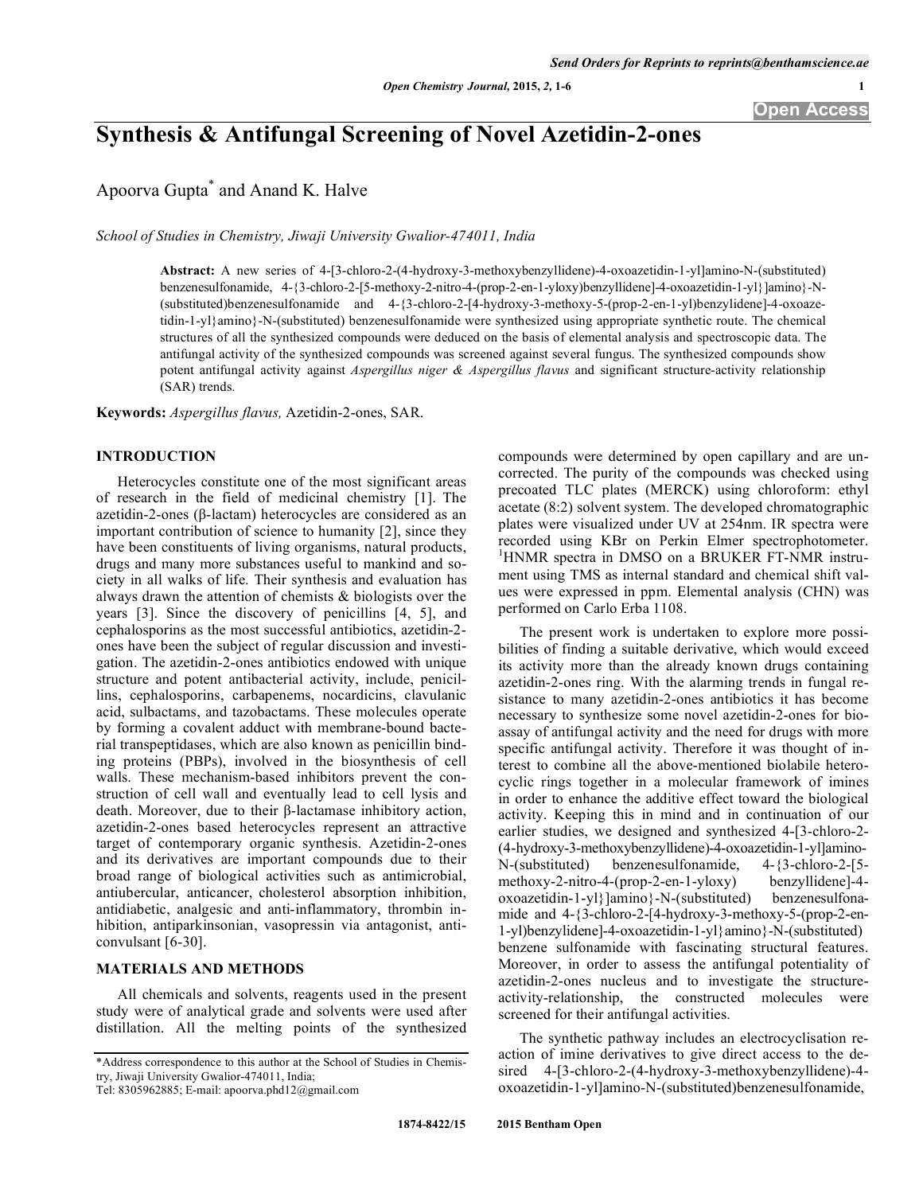# Synthesis & Antifungal Screening of Novel Azetidin-2-ones

Apoorva Gupta* and Anand K. Halve

*School of Studies in Chemistry, Jiwaji University Gwalior-474011, India*

**Abstract:** A new series of 4-[3-chloro-2-(4-hydroxy-3-methoxybenzyllidene)-4-oxoazetidin-1-yl]amino-N-(substituted) benzenesulfonamide, 4-{3-chloro-2-[5-methoxy-2-nitro-4-(prop-2-en-1-yloxy)benzyllidene]-4-oxoazetidin-1-yl}]amino}-N-(substituted)benzenesulfonamide and 4-{3-chloro-2-[4-hydroxy-3-methoxy-5-(prop-2-en-1-yl)benzylidene]-4-oxoazetidin-1-yl}amino}-N-(substituted) benzenesulfonamide were synthesized using appropriate synthetic route. The chemical structures of all the synthesized compounds were deduced on the basis of elemental analysis and spectroscopic data. The antifungal activity of the synthesized compounds was screened against several fungus. The synthesized compounds show potent antifungal activity against *Aspergillus niger & Aspergillus flavus* and significant structure-activity relationship (SAR) trends.

**Keywords:** *Aspergillus flavus,* Azetidin-2-ones, SAR.

## INTRODUCTION

Heterocycles constitute one of the most significant areas of research in the field of medicinal chemistry [1]. The azetidin-2-ones (β-lactam) heterocycles are considered as an important contribution of science to humanity [2], since they have been constituents of living organisms, natural products, drugs and many more substances useful to mankind and society in all walks of life. Their synthesis and evaluation has always drawn the attention of chemists & biologists over the years [3]. Since the discovery of penicillins [4, 5], and cephalosporins as the most successful antibiotics, azetidin-2-ones have been the subject of regular discussion and investigation. The azetidin-2-ones antibiotics endowed with unique structure and potent antibacterial activity, include, penicillins, cephalosporins, carbapenems, nocardicins, clavulanic acid, sulbactams, and tazobactams. These molecules operate by forming a covalent adduct with membrane-bound bacterial transpeptidases, which are also known as penicillin binding proteins (PBPs), involved in the biosynthesis of cell walls. These mechanism-based inhibitors prevent the construction of cell wall and eventually lead to cell lysis and death. Moreover, due to their β-lactamase inhibitory action, azetidin-2-ones based heterocycles represent an attractive target of contemporary organic synthesis. Azetidin-2-ones and its derivatives are important compounds due to their broad range of biological activities such as antimicrobial, antiubercular, anticancer, cholesterol absorption inhibition, antidiabetic, analgesic and anti-inflammatory, thrombin inhibition, antiparkinsonian, vasopressin via antagonist, anticonvulsant [6-30].

## MATERIALS AND METHODS

All chemicals and solvents, reagents used in the present study were of analytical grade and solvents were used after distillation. All the melting points of the synthesized compounds were determined by open capillary and are uncorrected. The purity of the compounds was checked using precoated TLC plates (MERCK) using chloroform: ethyl acetate (8:2) solvent system. The developed chromatographic plates were visualized under UV at 254nm. IR spectra were recorded using KBr on Perkin Elmer spectrophotometer. $^1$HNMR spectra in DMSO on a BRUKER FT-NMR instrument using TMS as internal standard and chemical shift values were expressed in ppm. Elemental analysis (CHN) was performed on Carlo Erba 1108.

The present work is undertaken to explore more possibilities of finding a suitable derivative, which would exceed its activity more than the already known drugs containing azetidin-2-ones ring. With the alarming trends in fungal resistance to many azetidin-2-ones antibiotics it has become necessary to synthesize some novel azetidin-2-ones for bioassay of antifungal activity and the need for drugs with more specific antifungal activity. Therefore it was thought of interest to combine all the above-mentioned biolabile heterocyclic rings together in a molecular framework of imines in order to enhance the additive effect toward the biological activity. Keeping this in mind and in continuation of our earlier studies, we designed and synthesized 4-[3-chloro-2-(4-hydroxy-3-methoxybenzyllidene)-4-oxoazetidin-1-yl]amino-N-(substituted) benzenesulfonamide, 4-{3-chloro-2-[5-methoxy-2-nitro-4-(prop-2-en-1-yloxy) benzyllidene]-4-oxoazetidin-1-yl}]amino}-N-(substituted) benzenesulfonamide and 4-{3-chloro-2-[4-hydroxy-3-methoxy-5-(prop-2-en-1-yl)benzylidene]-4-oxoazetidin-1-yl}amino}-N-(substituted) benzene sulfonamide with fascinating structural features. Moreover, in order to assess the antifungal potentiality of azetidin-2-ones nucleus and to investigate the structure-activity-relationship, the constructed molecules were screened for their antifungal activities.

The synthetic pathway includes an electrocyclisation reaction of imine derivatives to give direct access to the desired 4-[3-chloro-2-(4-hydroxy-3-methoxybenzyllidene)-4-oxoazetidin-1-yl]amino-N-(substituted)benzenesulfonamide,

*Address correspondence to this author at the School of Studies in Chemistry, Jiwaji University Gwalior-474011, India;
Tel: 8305962885; E-mail: apoorva.phd12@gmail.com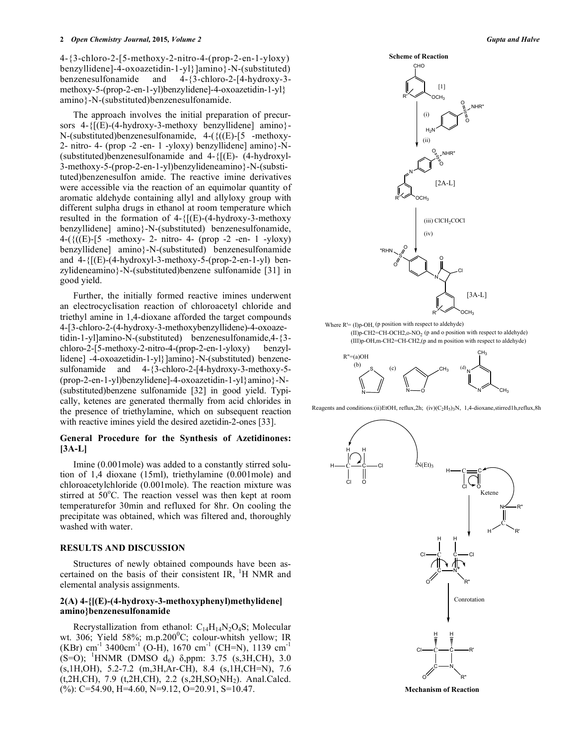4-{3-chloro-2-[5-methoxy-2-nitro-4-(prop-2-en-1-yloxy) benzyllidene]-4-oxoazetidin-1-yl}]amino}-N-(substituted) benzenesulfonamide and 4-{3-chloro-2-[4-hydroxy-3-methoxy-5-(prop-2-en-1-yl)benzylidene]-4-oxoazetidin-1-yl} amino}-N-(substituted)benzenesulfonamide.

The approach involves the initial preparation of precursors 4-{[(E)-(4-hydroxy-3-methoxy benzyllidene] amino}-N-(substituted)benzenesulfonamide, 4-({((E)-[5 -methoxy-2- nitro- 4- (prop -2 -en- 1 -yloxy) benzyllidene] amino}-N-(substituted)benzenesulfonamide and 4-{[(E)- (4-hydroxyl-3-methoxy-5-(prop-2-en-1-yl)benzylideneamino}-N-(substituted)benzenesulfon amide. The reactive imine derivatives were accessible via the reaction of an equimolar quantity of aromatic aldehyde containing allyl and allyloxy group with different sulpha drugs in ethanol at room temperature which resulted in the formation of 4-{[(E)-(4-hydroxy-3-methoxy benzyllidene] amino}-N-(substituted) benzenesulfonamide, 4-({((E)-[5 -methoxy- 2- nitro- 4- (prop -2 -en- 1 -yloxy) benzyllidene] amino}-N-(substituted) benzenesulfonamide and 4-{[(E)-(4-hydroxyl-3-methoxy-5-(prop-2-en-1-yl) benzylideneamino}-N-(substituted)benzene sulfonamide [31] in good yield.

Further, the initially formed reactive imines underwent an electrocyclisation reaction of chloroacetyl chloride and triethyl amine in 1,4-dioxane afforded the target compounds 4-[3-chloro-2-(4-hydroxy-3-methoxybenzyllidene)-4-oxoazetidin-1-yl]amino-N-(substituted) benzenesulfonamide,4-{3-chloro-2-[5-methoxy-2-nitro-4-(prop-2-en-1-yloxy) benzyllidene] -4-oxoazetidin-1-yl}]amino}-N-(substituted) benzenesulfonamide and 4-{3-chloro-2-[4-hydroxy-3-methoxy-5-(prop-2-en-1-yl)benzylidene]-4-oxoazetidin-1-yl}amino}-N-(substituted)benzene sulfonamide [32] in good yield. Typically, ketenes are generated thermally from acid chlorides in the presence of triethylamine, which on subsequent reaction with reactive imines yield the desired azetidin-2-ones [33].

**Scheme of Reaction**

Where R'= (I)p-OH, (p position with respect to aldehyde)
(II)p-CH2=CH-OCH2,o-$NO_2$ (p and o position with respect to aldehyde)
(III)p-OH,m-CH2=CH-CH2,(p and m position with respect to aldehyde)

R''=(a)OH (b) (c) (d)

Reagents and conditions:(ii)EtOH, reflux,2h; (iv)$(C_2H_5)_3N$, 1,4-dioxane,stirred1h,reflux,8h

**Mechanism of Reaction**

## General Procedure for the Synthesis of Azetidinones: [3A-L]

Imine (0.001mole) was added to a constantly stirred solution of 1,4 dioxane (15ml), triethylamine (0.001mole) and chloroacetylchloride (0.001mole). The reaction mixture was stirred at 50°C. The reaction vessel was then kept at room temperaturefor 30min and refluxed for 8hr. On cooling the precipitate was obtained, which was filtered and, thoroughly washed with water.

## RESULTS AND DISCUSSION

Structures of newly obtained compounds have been ascertained on the basis of their consistent IR, $^1$H NMR and elemental analysis assignments.

### 2(A) 4-{[(E)-(4-hydroxy-3-methoxyphenyl)methylidene] amino}benzenesulfonamide

Recrystallization from ethanol: $C_{14}H_{14}N_2O_4S$; Molecular wt. 306; Yield 58%; m.p.200$^0$C; colour-whitsh yellow; IR (KBr) cm$^{-1}$ 3400cm$^{-1}$ (O-H), 1670 cm$^{-1}$ (CH=N), 1139 cm$^{-1}$ (S=O); $^1$HNMR (DMSO $d_6$) δ,ppm: 3.75 (s,3H,CH), 3.0 (s,1H,OH), 5.2-7.2 (m,3H,Ar-CH), 8.4 (s,1H,CH=N), 7.6 (t,2H,CH), 7.9 (t,2H,CH), 2.2 (s,2H,$SO_2NH_2$). Anal.Calcd. (%): C=54.90, H=4.60, N=9.12, O=20.91, S=10.47.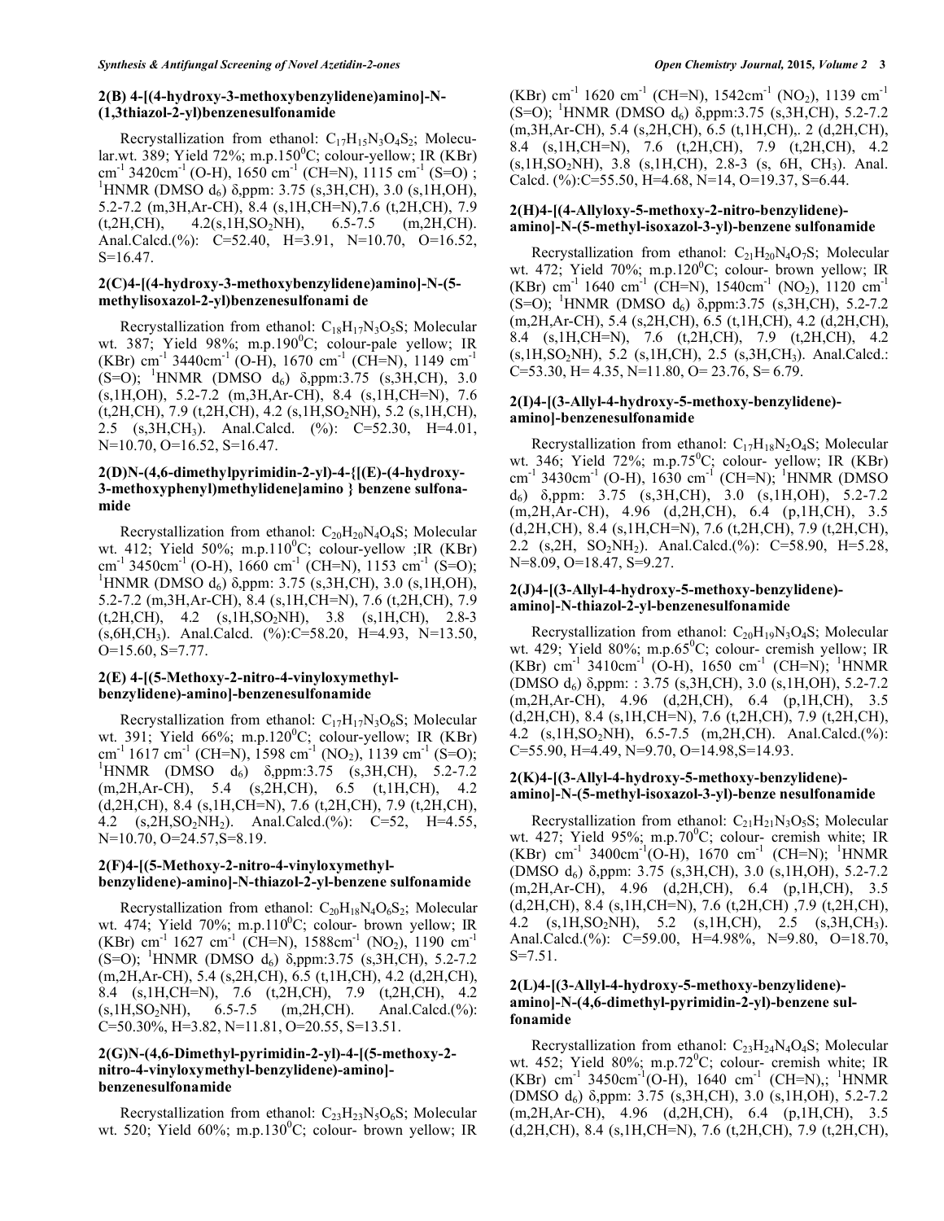### 2(B) 4-[(4-hydroxy-3-methoxybenzylidene)amino]-N-(1,3thiazol-2-yl)benzenesulfonamide

Recrystallization from ethanol: $C_{17}H_{15}N_3O_4S_2$; Molecular.wt. 389; Yield 72%; m.p.150$^0$C; colour-yellow; IR (KBr) cm$^{-1}$ 3420cm$^{-1}$ (O-H), 1650 cm$^{-1}$ (CH=N), 1115 cm$^{-1}$ (S=O) ; $^1$HNMR (DMSO d$_6$) δ,ppm: 3.75 (s,3H,CH), 3.0 (s,1H,OH), 5.2-7.2 (m,3H,Ar-CH), 8.4 (s,1H,CH=N),7.6 (t,2H,CH), 7.9 (t,2H,CH), 4.2(s,1H,$SO_2$NH), 6.5-7.5 (m,2H,CH). Anal.Calcd.(%): C=52.40, H=3.91, N=10.70, O=16.52, S=16.47.

### 2(C)4-[(4-hydroxy-3-methoxybenzylidene)amino]-N-(5-methylisoxazol-2-yl)benzenesulfonami de

Recrystallization from ethanol: $C_{18}H_{17}N_3O_5S$; Molecular wt. 387; Yield 98%; m.p.190$^0$C; colour-pale yellow; IR (KBr) cm$^{-1}$ 3440cm$^{-1}$ (O-H), 1670 cm$^{-1}$ (CH=N), 1149 cm$^{-1}$ (S=O); $^1$HNMR (DMSO d$_6$) δ,ppm:3.75 (s,3H,CH), 3.0 (s,1H,OH), 5.2-7.2 (m,3H,Ar-CH), 8.4 (s,1H,CH=N), 7.6 (t,2H,CH), 7.9 (t,2H,CH), 4.2 (s,1H,$SO_2$NH), 5.2 (s,1H,CH), 2.5 (s,3H,$CH_3$). Anal.Calcd. (%): C=52.30, H=4.01, N=10.70, O=16.52, S=16.47.

### 2(D)N-(4,6-dimethylpyrimidin-2-yl)-4-{[(E)-(4-hydroxy-3-methoxyphenyl)methylidene]amino } benzene sulfonamide

Recrystallization from ethanol: $C_{20}H_{20}N_4O_4S$; Molecular wt. 412; Yield 50%; m.p.110$^0$C; colour-yellow ;IR (KBr) cm$^{-1}$ 3450cm$^{-1}$ (O-H), 1660 cm$^{-1}$ (CH=N), 1153 cm$^{-1}$ (S=O); $^1$HNMR (DMSO d$_6$) δ,ppm: 3.75 (s,3H,CH), 3.0 (s,1H,OH), 5.2-7.2 (m,3H,Ar-CH), 8.4 (s,1H,CH=N), 7.6 (t,2H,CH), 7.9 (t,2H,CH), 4.2 (s,1H,$SO_2$NH), 3.8 (s,1H,CH), 2.8-3 (s,6H,$CH_3$). Anal.Calcd. (%):C=58.20, H=4.93, N=13.50, O=15.60, S=7.77.

### 2(E) 4-[(5-Methoxy-2-nitro-4-vinyloxymethyl-benzylidene)-amino]-benzenesulfonamide

Recrystallization from ethanol: $C_{17}H_{17}N_3O_6S$; Molecular wt. 391; Yield 66%; m.p.120$^0$C; colour-yellow; IR (KBr) cm$^{-1}$ 1617 cm$^{-1}$ (CH=N), 1598 cm$^{-1}$ ($NO_2$), 1139 cm$^{-1}$ (S=O); $^1$HNMR (DMSO d$_6$) δ,ppm:3.75 (s,3H,CH), 5.2-7.2 (m,2H,Ar-CH), 5.4 (s,2H,CH), 6.5 (t,1H,CH), 4.2 (d,2H,CH), 8.4 (s,1H,CH=N), 7.6 (t,2H,CH), 7.9 (t,2H,CH), 4.2 (s,2H,$SO_2NH_2$). Anal.Calcd.(%): C=52, H=4.55, N=10.70, O=24.57,S=8.19.

### 2(F)4-[(5-Methoxy-2-nitro-4-vinyloxymethyl-benzylidene)-amino]-N-thiazol-2-yl-benzene sulfonamide

Recrystallization from ethanol: $C_{20}H_{18}N_4O_6S_2$; Molecular wt. 474; Yield 70%; m.p.110$^0$C; colour- brown yellow; IR (KBr) cm$^{-1}$ 1627 cm$^{-1}$ (CH=N), 1588cm$^{-1}$ ($NO_2$), 1190 cm$^{-1}$ (S=O); $^1$HNMR (DMSO d$_6$) δ,ppm:3.75 (s,3H,CH), 5.2-7.2 (m,2H,Ar-CH), 5.4 (s,2H,CH), 6.5 (t,1H,CH), 4.2 (d,2H,CH), 8.4 (s,1H,CH=N), 7.6 (t,2H,CH), 7.9 (t,2H,CH), 4.2 (s,1H,$SO_2$NH), 6.5-7.5 (m,2H,CH). Anal.Calcd.(%): C=50.30%, H=3.82, N=11.81, O=20.55, S=13.51.

### 2(G)N-(4,6-Dimethyl-pyrimidin-2-yl)-4-[(5-methoxy-2-nitro-4-vinyloxymethyl-benzylidene)-amino]-benzenesulfonamide

Recrystallization from ethanol: $C_{23}H_{23}N_5O_6S$; Molecular wt. 520; Yield 60%; m.p.130$^0$C; colour- brown yellow; IR (KBr) cm$^{-1}$ 1620 cm$^{-1}$ (CH=N), 1542cm$^{-1}$ ($NO_2$), 1139 cm$^{-1}$ (S=O); $^1$HNMR (DMSO d$_6$) δ,ppm:3.75 (s,3H,CH), 5.2-7.2 (m,3H,Ar-CH), 5.4 (s,2H,CH), 6.5 (t,1H,CH),. 2 (d,2H,CH), 8.4 (s,1H,CH=N), 7.6 (t,2H,CH), 7.9 (t,2H,CH), 4.2 (s,1H,$SO_2$NH), 3.8 (s,1H,CH), 2.8-3 (s, 6H, $CH_3$). Anal. Calcd. (%):C=55.50, H=4.68, N=14, O=19.37, S=6.44.

### 2(H)4-[(4-Allyloxy-5-methoxy-2-nitro-benzylidene)-amino]-N-(5-methyl-isoxazol-3-yl)-benzene sulfonamide

Recrystallization from ethanol: $C_{21}H_{20}N_4O_7S$; Molecular wt. 472; Yield 70%; m.p.120$^0$C; colour- brown yellow; IR (KBr) cm$^{-1}$ 1640 cm$^{-1}$ (CH=N), 1540cm$^{-1}$ ($NO_2$), 1120 cm$^{-1}$ (S=O); $^1$HNMR (DMSO d$_6$) δ,ppm:3.75 (s,3H,CH), 5.2-7.2 (m,2H,Ar-CH), 5.4 (s,2H,CH), 6.5 (t,1H,CH), 4.2 (d,2H,CH), 8.4 (s,1H,CH=N), 7.6 (t,2H,CH), 7.9 (t,2H,CH), 4.2 (s,1H,$SO_2$NH), 5.2 (s,1H,CH), 2.5 (s,3H,$CH_3$). Anal.Calcd.: C=53.30, H= 4.35, N=11.80, O= 23.76, S= 6.79.

### 2(I)4-[(3-Allyl-4-hydroxy-5-methoxy-benzylidene)-amino]-benzenesulfonamide

Recrystallization from ethanol: $C_{17}H_{18}N_2O_4S$; Molecular wt. 346; Yield 72%; m.p.75$^0$C; colour- yellow; IR (KBr) cm$^{-1}$ 3430cm$^{-1}$ (O-H), 1630 cm$^{-1}$ (CH=N); $^1$HNMR (DMSO d$_6$) δ,ppm: 3.75 (s,3H,CH), 3.0 (s,1H,OH), 5.2-7.2 (m,2H,Ar-CH), 4.96 (d,2H,CH), 6.4 (p,1H,CH), 3.5 (d,2H,CH), 8.4 (s,1H,CH=N), 7.6 (t,2H,CH), 7.9 (t,2H,CH), 2.2 (s,2H, $SO_2NH_2$). Anal.Calcd.(%): C=58.90, H=5.28, N=8.09, O=18.47, S=9.27.

### 2(J)4-[(3-Allyl-4-hydroxy-5-methoxy-benzylidene)-amino]-N-thiazol-2-yl-benzenesulfonamide

Recrystallization from ethanol: $C_{20}H_{19}N_3O_4S$; Molecular wt. 429; Yield 80%; m.p.65$^0$C; colour- cremish yellow; IR (KBr) cm$^{-1}$ 3410cm$^{-1}$ (O-H), 1650 cm$^{-1}$ (CH=N); $^1$HNMR (DMSO d$_6$) δ,ppm: : 3.75 (s,3H,CH), 3.0 (s,1H,OH), 5.2-7.2 (m,2H,Ar-CH), 4.96 (d,2H,CH), 6.4 (p,1H,CH), 3.5 (d,2H,CH), 8.4 (s,1H,CH=N), 7.6 (t,2H,CH), 7.9 (t,2H,CH), 4.2 (s,1H,$SO_2$NH), 6.5-7.5 (m,2H,CH). Anal.Calcd.(%): C=55.90, H=4.49, N=9.70, O=14.98,S=14.93.

### 2(K)4-[(3-Allyl-4-hydroxy-5-methoxy-benzylidene)-amino]-N-(5-methyl-isoxazol-3-yl)-benze nesulfonamide

Recrystallization from ethanol: $C_{21}H_{21}N_3O_5S$; Molecular wt. 427; Yield 95%; m.p.70$^0$C; colour- cremish white; IR (KBr) cm$^{-1}$ 3400cm$^{-1}$(O-H), 1670 cm$^{-1}$ (CH=N); $^1$HNMR (DMSO d$_6$) δ,ppm: 3.75 (s,3H,CH), 3.0 (s,1H,OH), 5.2-7.2 (m,2H,Ar-CH), 4.96 (d,2H,CH), 6.4 (p,1H,CH), 3.5 (d,2H,CH), 8.4 (s,1H,CH=N), 7.6 (t,2H,CH) ,7.9 (t,2H,CH), 4.2 (s,1H,$SO_2$NH), 5.2 (s,1H,CH), 2.5 (s,3H,$CH_3$). Anal.Calcd.(%): C=59.00, H=4.98%, N=9.80, O=18.70, S=7.51.

### 2(L)4-[(3-Allyl-4-hydroxy-5-methoxy-benzylidene)-amino]-N-(4,6-dimethyl-pyrimidin-2-yl)-benzene sulfonamide

Recrystallization from ethanol: $C_{23}H_{24}N_4O_4S$; Molecular wt. 452; Yield 80%; m.p.72$^0$C; colour- cremish white; IR (KBr) cm$^{-1}$ 3450cm$^{-1}$(O-H), 1640 cm$^{-1}$ (CH=N),; $^1$HNMR (DMSO d$_6$) δ,ppm: 3.75 (s,3H,CH), 3.0 (s,1H,OH), 5.2-7.2 (m,2H,Ar-CH), 4.96 (d,2H,CH), 6.4 (p,1H,CH), 3.5 (d,2H,CH), 8.4 (s,1H,CH=N), 7.6 (t,2H,CH), 7.9 (t,2H,CH),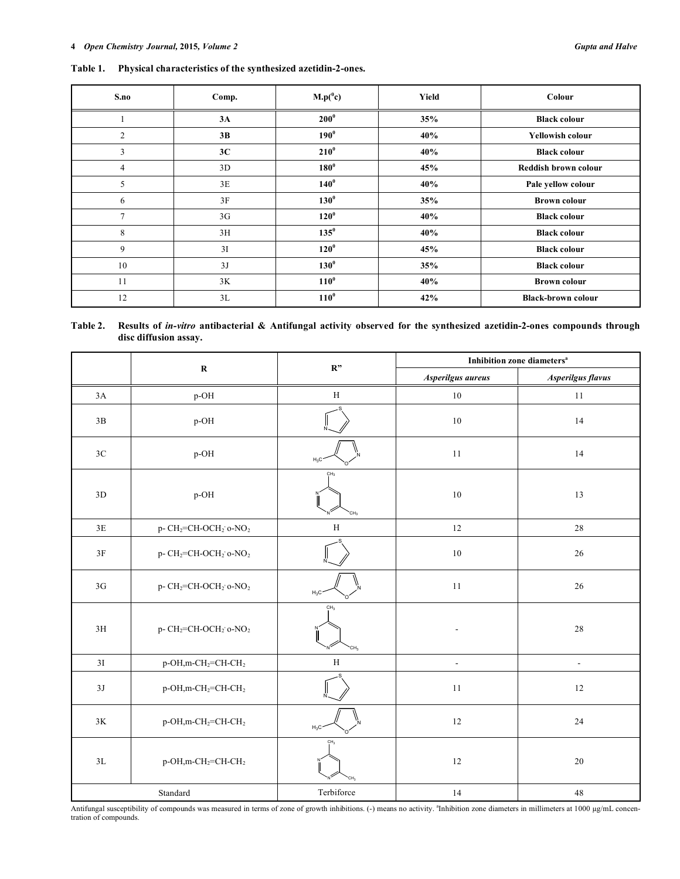**Table 1. Physical characteristics of the synthesized azetidin-2-ones.**

| S.no | Comp. | M.p($^0$c) | Yield | Colour |
|---|---|---|---|---|
| 1 | **3A** | **$200^0$** | **35%** | **Black colour** |
| 2 | **3B** | **$190^0$** | **40%** | **Yellowish colour** |
| 3 | **3C** | **$210^0$** | **40%** | **Black colour** |
| 4 | 3D | **$180^0$** | **45%** | **Reddish brown colour** |
| 5 | 3E | **$140^0$** | **40%** | **Pale yellow colour** |
| 6 | 3F | **$130^0$** | **35%** | **Brown colour** |
| 7 | 3G | **$120^0$** | **40%** | **Black colour** |
| 8 | 3H | **$135^0$** | **40%** | **Black colour** |
| 9 | 3I | **$120^0$** | **45%** | **Black colour** |
| 10 | 3J | **$130^0$** | **35%** | **Black colour** |
| 11 | 3K | **$110^0$** | **40%** | **Brown colour** |
| 12 | 3L | **$110^0$** | **42%** | **Black-brown colour** |

**Table 2. Results of *in-vitro* antibacterial & Antifungal activity observed for the synthesized azetidin-2-ones compounds through disc diffusion assay.**

| | R | R" | Inhibition zone diameters[a] | |
|---|---|---|---|---|
| | | | *Asperilgus aureus* | *Asperilgus flavus* |
| 3A | p-OH | H | 10 | 11 |
| 3B | p-OH | Thiazole | 10 | 14 |
| 3C | p-OH | 5-Methylisoxazole ($H_3C$) | 11 | 14 |
| 3D | p-OH | Dimethylpyrimidine ($CH_3$, $CH_3$) | 10 | 13 |
| 3E | p- $CH_2$=CH-$OCH_2$, o-$NO_2$ | H | 12 | 28 |
| 3F | p- $CH_2$=CH-$OCH_2$, o-$NO_2$ | Thiazole | 10 | 26 |
| 3G | p- $CH_2$=CH-$OCH_2$, o-$NO_2$ | 5-Methylisoxazole ($H_3C$) | 11 | 26 |
| 3H | p- $CH_2$=CH-$OCH_2$, o-$NO_2$ | Dimethylpyrimidine ($CH_3$, $CH_3$) | - | 28 |
| 3I | p-OH,m-$CH_2$=CH-$CH_2$ | H | - | - |
| 3J | p-OH,m-$CH_2$=CH-$CH_2$ | Thiazole | 11 | 12 |
| 3K | p-OH,m-$CH_2$=CH-$CH_2$ | 5-Methylisoxazole ($H_3C$) | 12 | 24 |
| 3L | p-OH,m-$CH_2$=CH-$CH_2$ | Dimethylpyrimidine ($CH_3$, $CH_3$) | 12 | 20 |
| Standard | | Terbiforce | 14 | 48 |

Antifungal susceptibility of compounds was measured in terms of zone of growth inhibitions. (-) means no activity. [a]Inhibition zone diameters in millimeters at 1000 µg/mL concentration of compounds.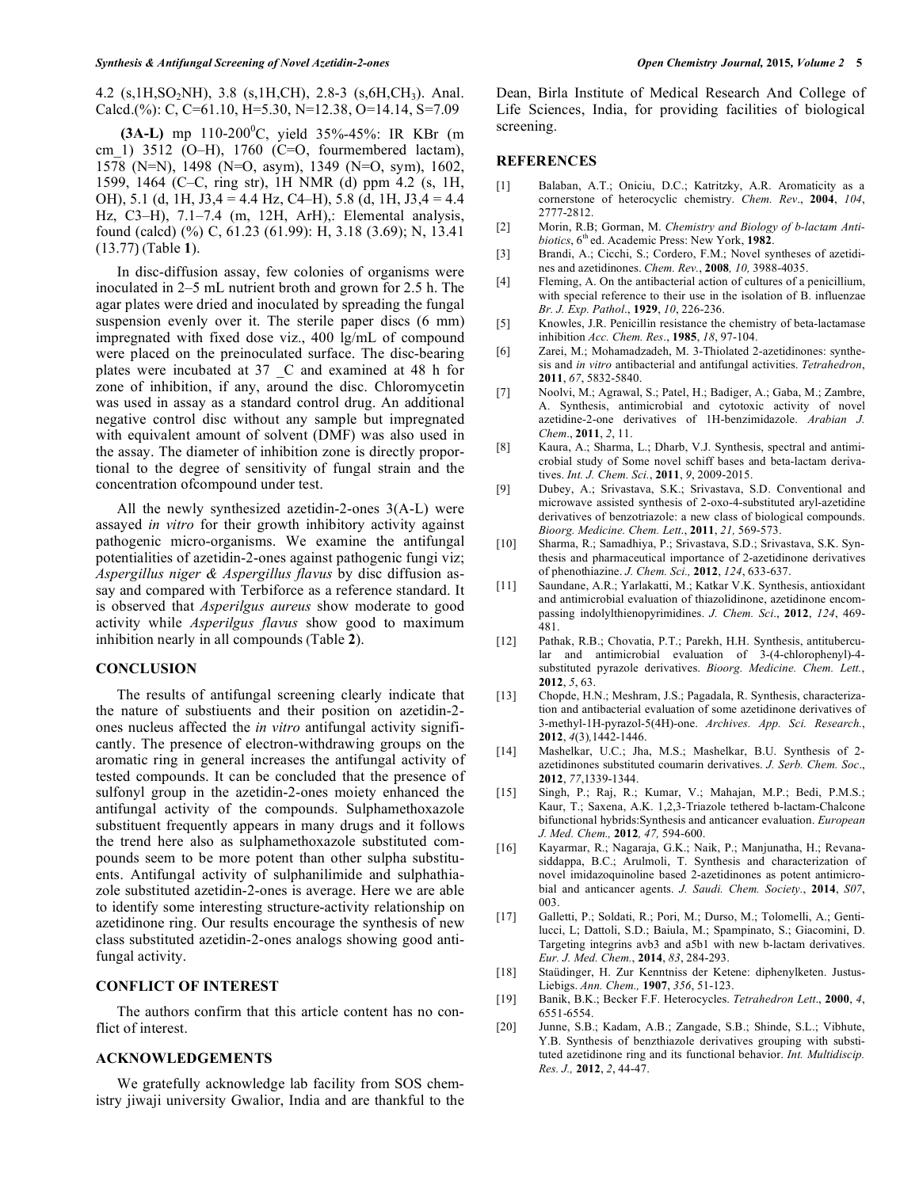4.2 (s,1H,$SO_2$NH), 3.8 (s,1H,CH), 2.8-3 (s,6H,$CH_3$). Anal. Calcd.(%): C, C=61.10, H=5.30, N=12.38, O=14.14, S=7.09

**(3A-L)** mp 110-200$^0$C, yield 35%-45%: IR KBr (m cm_1) 3512 (O–H), 1760 (C=O, fourmembered lactam), 1578 (N=N), 1498 (N=O, asym), 1349 (N=O, sym), 1602, 1599, 1464 (C–C, ring str), 1H NMR (d) ppm 4.2 (s, 1H, OH), 5.1 (d, 1H, J3,4 = 4.4 Hz, C4–H), 5.8 (d, 1H, J3,4 = 4.4 Hz, C3–H), 7.1–7.4 (m, 12H, ArH),: Elemental analysis, found (calcd) (%) C, 61.23 (61.99): H, 3.18 (3.69); N, 13.41 (13.77) (Table **1**).

In disc-diffusion assay, few colonies of organisms were inoculated in 2–5 mL nutrient broth and grown for 2.5 h. The agar plates were dried and inoculated by spreading the fungal suspension evenly over it. The sterile paper discs (6 mm) impregnated with fixed dose viz., 400 lg/mL of compound were placed on the preinoculated surface. The disc-bearing plates were incubated at 37 _C and examined at 48 h for zone of inhibition, if any, around the disc. Chloromycetin was used in assay as a standard control drug. An additional negative control disc without any sample but impregnated with equivalent amount of solvent (DMF) was also used in the assay. The diameter of inhibition zone is directly proportional to the degree of sensitivity of fungal strain and the concentration ofcompound under test.

All the newly synthesized azetidin-2-ones 3(A-L) were assayed *in vitro* for their growth inhibitory activity against pathogenic micro-organisms. We examine the antifungal potentialities of azetidin-2-ones against pathogenic fungi viz; *Aspergillus niger & Aspergillus flavus* by disc diffusion assay and compared with Terbiforce as a reference standard. It is observed that *Asperilgus aureus* show moderate to good activity while *Asperilgus flavus* show good to maximum inhibition nearly in all compounds (Table **2**).

## CONCLUSION

The results of antifungal screening clearly indicate that the nature of substiuents and their position on azetidin-2-ones nucleus affected the *in vitro* antifungal activity significantly. The presence of electron-withdrawing groups on the aromatic ring in general increases the antifungal activity of tested compounds. It can be concluded that the presence of sulfonyl group in the azetidin-2-ones moiety enhanced the antifungal activity of the compounds. Sulphamethoxazole substituent frequently appears in many drugs and it follows the trend here also as sulphamethoxazole substituted compounds seem to be more potent than other sulpha substituents. Antifungal activity of sulphanilimide and sulphathiazole substituted azetidin-2-ones is average. Here we are able to identify some interesting structure-activity relationship on azetidinone ring. Our results encourage the synthesis of new class substituted azetidin-2-ones analogs showing good antifungal activity.

## CONFLICT OF INTEREST

The authors confirm that this article content has no conflict of interest.

## ACKNOWLEDGEMENTS

We gratefully acknowledge lab facility from SOS chemistry jiwaji university Gwalior, India and are thankful to the Dean, Birla Institute of Medical Research And College of Life Sciences, India, for providing facilities of biological screening.

## REFERENCES

[1] Balaban, A.T.; Oniciu, D.C.; Katritzky, A.R. Aromaticity as a cornerstone of heterocyclic chemistry. *Chem. Rev*., **2004**, *104*, 2777-2812.

[2] Morin, R.B; Gorman, M. *Chemistry and Biology of b-lactam Antibiotics*, 6th ed. Academic Press: New York, **1982**.

[3] Brandi, A.; Cicchi, S.; Cordero, F.M.; Novel syntheses of azetidines and azetidinones. *Chem. Rev.*, **2008***, 10,* 3988-4035.

[4] Fleming, A. On the antibacterial action of cultures of a penicillium, with special reference to their use in the isolation of B. influenzae *Br. J. Exp. Pathol*., **1929**, *10*, 226-236.

[5] Knowles, J.R. Penicillin resistance the chemistry of beta-lactamase inhibition *Acc. Chem. Res*., **1985**, *18*, 97-104.

[6] Zarei, M.; Mohamadzadeh, M. 3-Thiolated 2-azetidinones: synthesis and *in vitro* antibacterial and antifungal activities. *Tetrahedron*, **2011**, *67*, 5832-5840.

[7] Noolvi, M.; Agrawal, S.; Patel, H.; Badiger, A.; Gaba, M.; Zambre, A. Synthesis, antimicrobial and cytotoxic activity of novel azetidine-2-one derivatives of 1H-benzimidazole. *Arabian J. Chem*., **2011**, *2*, 11.

[8] Kaura, A.; Sharma, L.; Dharb, V.J. Synthesis, spectral and antimicrobial study of Some novel schiff bases and beta-lactam derivatives. *Int. J. Chem. Sci.*, **2011**, *9*, 2009-2015.

[9] Dubey, A.; Srivastava, S.K.; Srivastava, S.D. Conventional and microwave assisted synthesis of 2-oxo-4-substituted aryl-azetidine derivatives of benzotriazole: a new class of biological compounds. *Bioorg. Medicine. Chem. Lett*., **2011**, *21,* 569-573.

[10] Sharma, R.; Samadhiya, P.; Srivastava, S.D.; Srivastava, S.K. Synthesis and pharmaceutical importance of 2-azetidinone derivatives of phenothiazine. *J. Chem. Sci.,* **2012**, *124*, 633-637.

[11] Saundane, A.R.; Yarlakatti, M.; Katkar V.K. Synthesis, antioxidant and antimicrobial evaluation of thiazolidinone, azetidinone encompassing indolylthienopyrimidines. *J. Chem. Sci*., **2012**, *124*, 469-481.

[12] Pathak, R.B.; Chovatia, P.T.; Parekh, H.H. Synthesis, antitubercular and antimicrobial evaluation of 3-(4-chlorophenyl)-4-substituted pyrazole derivatives. *Bioorg. Medicine. Chem. Lett.*, **2012**, *5*, 63.

[13] Chopde, H.N.; Meshram, J.S.; Pagadala, R. Synthesis, characterization and antibacterial evaluation of some azetidinone derivatives of 3-methyl-1H-pyrazol-5(4H)-one. *Archives. App. Sci. Research.*, **2012**, *4*(3)*,*1442-1446.

[14] Mashelkar, U.C.; Jha, M.S.; Mashelkar, B.U. Synthesis of 2-azetidinones substituted coumarin derivatives. *J. Serb. Chem. Soc*., **2012**, *77*,1339-1344.

[15] Singh, P.; Raj, R.; Kumar, V.; Mahajan, M.P.; Bedi, P.M.S.; Kaur, T.; Saxena, A.K. 1,2,3-Triazole tethered b-lactam-Chalcone bifunctional hybrids:Synthesis and anticancer evaluation. *European J. Med. Chem.,* **2012***, 47,* 594-600.

[16] Kayarmar, R.; Nagaraja, G.K.; Naik, P.; Manjunatha, H.; Revanasiddappa, B.C.; Arulmoli, T. Synthesis and characterization of novel imidazoquinoline based 2-azetidinones as potent antimicrobial and anticancer agents. *J. Saudi. Chem. Society.*, **2014**, *S07*, 003.

[17] Galletti, P.; Soldati, R.; Pori, M.; Durso, M.; Tolomelli, A.; Gentilucci, L; Dattoli, S.D.; Baiula, M.; Spampinato, S.; Giacomini, D. Targeting integrins avb3 and a5b1 with new b-lactam derivatives. *Eur. J. Med. Chem.*, **2014**, *83*, 284-293.

[18] Staüdinger, H. Zur Kenntniss der Ketene: diphenylketen. Justus-Liebigs. *Ann. Chem.,* **1907**, *356*, 51-123.

[19] Banik, B.K.; Becker F.F. Heterocycles. *Tetrahedron Lett*., **2000**, *4*, 6551-6554.

[20] Junne, S.B.; Kadam, A.B.; Zangade, S.B.; Shinde, S.L.; Vibhute, Y.B. Synthesis of benzthiazole derivatives grouping with substituted azetidinone ring and its functional behavior. *Int. Multidiscip. Res. J.,* **2012**, *2*, 44-47.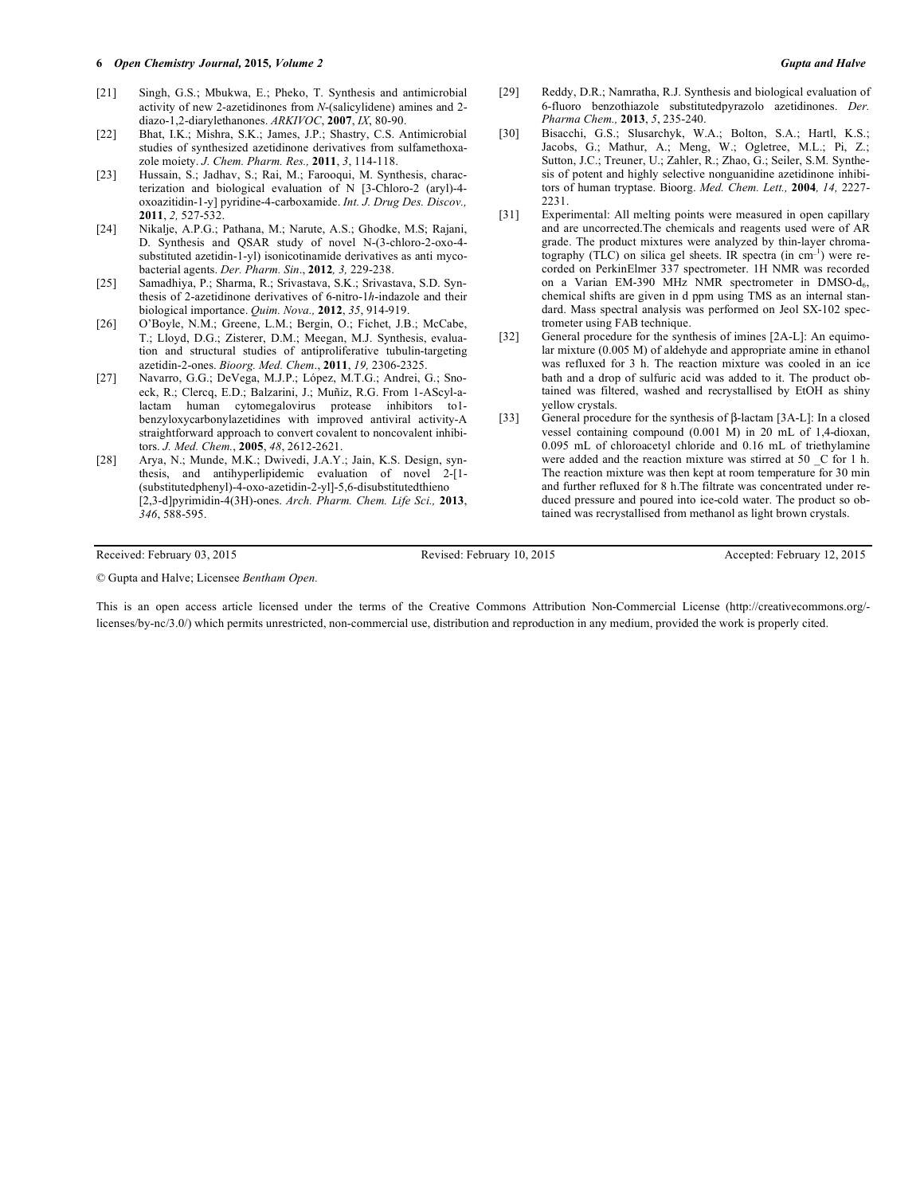[21] Singh, G.S.; Mbukwa, E.; Pheko, T. Synthesis and antimicrobial activity of new 2-azetidinones from *N*-(salicylidene) amines and 2-diazo-1,2-diarylethanones. *ARKIVOC*, **2007**, *IX*, 80-90.

[22] Bhat, I.K.; Mishra, S.K.; James, J.P.; Shastry, C.S. Antimicrobial studies of synthesized azetidinone derivatives from sulfamethoxazole moiety. *J. Chem. Pharm. Res.,* **2011**, *3*, 114-118.

[23] Hussain, S.; Jadhav, S.; Rai, M.; Farooqui, M. Synthesis, characterization and biological evaluation of N [3-Chloro-2 (aryl)-4-oxoazitidin-1-y] pyridine-4-carboxamide. *Int. J. Drug Des. Discov.,* **2011**, *2,* 527-532.

[24] Nikalje, A.P.G.; Pathana, M.; Narute, A.S.; Ghodke, M.S; Rajani, D. Synthesis and QSAR study of novel N-(3-chloro-2-oxo-4-substituted azetidin-1-yl) isonicotinamide derivatives as anti mycobacterial agents. *Der. Pharm. Sin*., **2012***, 3,* 229-238.

[25] Samadhiya, P.; Sharma, R.; Srivastava, S.K.; Srivastava, S.D. Synthesis of 2-azetidinone derivatives of 6-nitro-1*h*-indazole and their biological importance. *Quim. Nova.,* **2012**, *35*, 914-919.

[26] O'Boyle, N.M.; Greene, L.M.; Bergin, O.; Fichet, J.B.; McCabe, T.; Lloyd, D.G.; Zisterer, D.M.; Meegan, M.J. Synthesis, evaluation and structural studies of antiproliferative tubulin-targeting azetidin-2-ones. *Bioorg. Med. Chem*., **2011**, *19,* 2306-2325.

[27] Navarro, G.G.; DeVega, M.J.P.; López, M.T.G.; Andrei, G.; Snoeck, R.; Clercq, E.D.; Balzarini, J.; Muñiz, R.G. From 1-AScyl-a-lactam human cytomegalovirus protease inhibitors to1-benzyloxycarbonylazetidines with improved antiviral activity-A straightforward approach to convert covalent to noncovalent inhibitors. *J. Med. Chem.*, **2005**, *48*, 2612-2621.

[28] Arya, N.; Munde, M.K.; Dwivedi, J.A.Y.; Jain, K.S. Design, synthesis, and antihyperlipidemic evaluation of novel 2-[1-(substitutedphenyl)-4-oxo-azetidin-2-yl]-5,6-disubstitutedthieno [2,3-d]pyrimidin-4(3H)-ones. *Arch. Pharm. Chem. Life Sci.,* **2013**, *346*, 588-595.

[29] Reddy, D.R.; Namratha, R.J. Synthesis and biological evaluation of 6-fluoro benzothiazole substitutedpyrazolo azetidinones. *Der. Pharma Chem.,* **2013**, *5*, 235-240.

[30] Bisacchi, G.S.; Slusarchyk, W.A.; Bolton, S.A.; Hartl, K.S.; Jacobs, G.; Mathur, A.; Meng, W.; Ogletree, M.L.; Pi, Z.; Sutton, J.C.; Treuner, U.; Zahler, R.; Zhao, G.; Seiler, S.M. Synthesis of potent and highly selective nonguanidine azetidinone inhibitors of human tryptase. Bioorg. *Med. Chem. Lett.,* **2004***, 14,* 2227-2231.

[31] Experimental: All melting points were measured in open capillary and are uncorrected.The chemicals and reagents used were of AR grade. The product mixtures were analyzed by thin-layer chromatography (TLC) on silica gel sheets. IR spectra (in $cm^{-1}$) were recorded on PerkinElmer 337 spectrometer. 1H NMR was recorded on a Varian EM-390 MHz NMR spectrometer in DMSO-$d_6$, chemical shifts are given in d ppm using TMS as an internal standard. Mass spectral analysis was performed on Jeol SX-102 spectrometer using FAB technique.

[32] General procedure for the synthesis of imines [2A-L]: An equimolar mixture (0.005 M) of aldehyde and appropriate amine in ethanol was refluxed for 3 h. The reaction mixture was cooled in an ice bath and a drop of sulfuric acid was added to it. The product obtained was filtered, washed and recrystallised by EtOH as shiny yellow crystals.

[33] General procedure for the synthesis of β-lactam [3A-L]: In a closed vessel containing compound (0.001 M) in 20 mL of 1,4-dioxan, 0.095 mL of chloroacetyl chloride and 0.16 mL of triethylamine were added and the reaction mixture was stirred at 50 _C for 1 h. The reaction mixture was then kept at room temperature for 30 min and further refluxed for 8 h.The filtrate was concentrated under reduced pressure and poured into ice-cold water. The product so obtained was recrystallised from methanol as light brown crystals.

---

Received: February 03, 2015 | Revised: February 10, 2015 | Accepted: February 12, 2015

© Gupta and Halve; Licensee *Bentham Open.*

This is an open access article licensed under the terms of the Creative Commons Attribution Non-Commercial License (http://creativecommons.org/-licenses/by-nc/3.0/) which permits unrestricted, non-commercial use, distribution and reproduction in any medium, provided the work is properly cited.